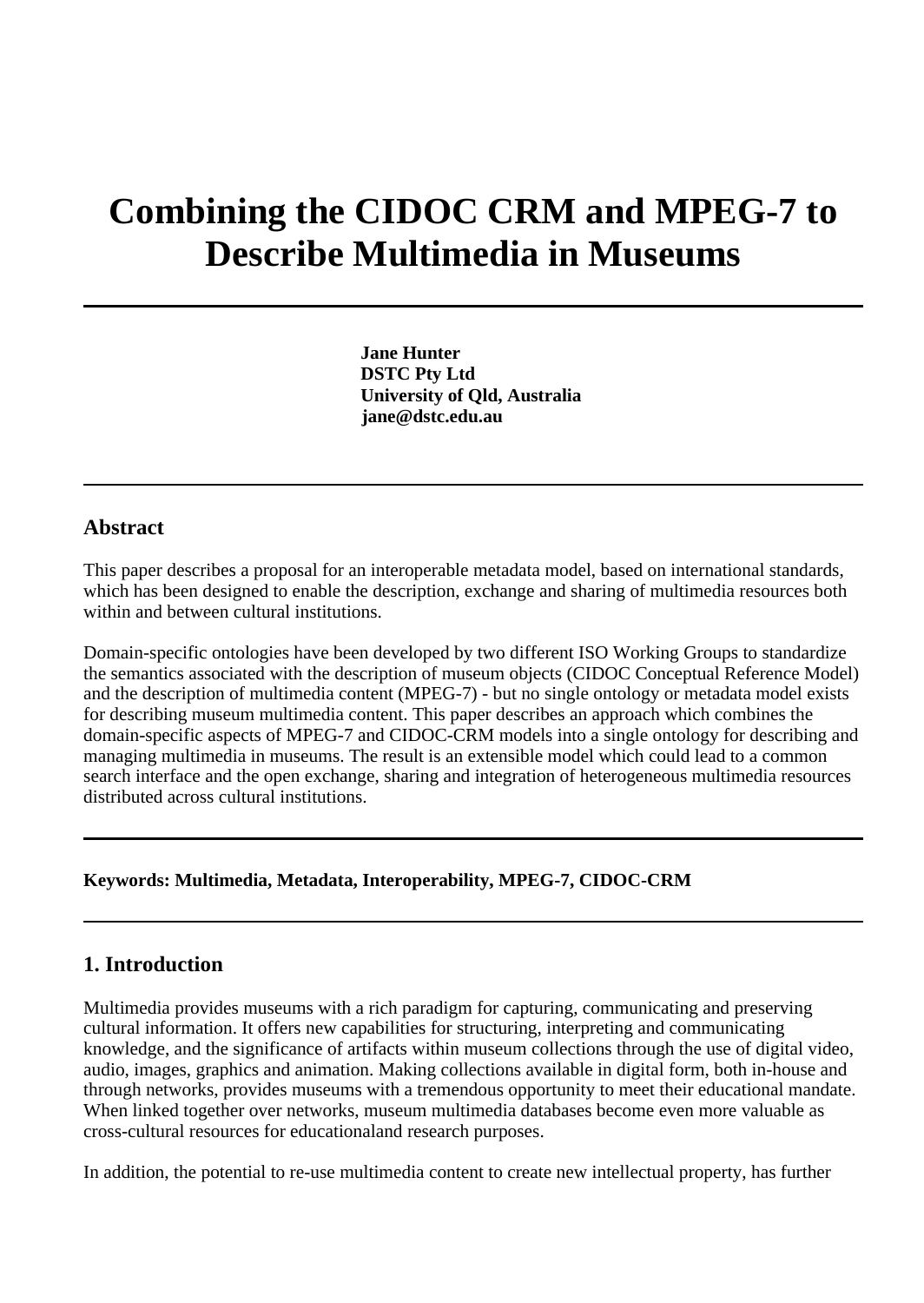# Combining the CIDOC CRM and MPEG-7 to Describe Multimedia in Museums

---

**Jane Hunter**
**DSTC Pty Ltd**
**University of Qld, Australia**
**jane@dstc.edu.au**

---

## Abstract

This paper describes a proposal for an interoperable metadata model, based on international standards, which has been designed to enable the description, exchange and sharing of multimedia resources both within and between cultural institutions.

Domain-specific ontologies have been developed by two different ISO Working Groups to standardize the semantics associated with the description of museum objects (CIDOC Conceptual Reference Model) and the description of multimedia content (MPEG-7) - but no single ontology or metadata model exists for describing museum multimedia content. This paper describes an approach which combines the domain-specific aspects of MPEG-7 and CIDOC-CRM models into a single ontology for describing and managing multimedia in museums. The result is an extensible model which could lead to a common search interface and the open exchange, sharing and integration of heterogeneous multimedia resources distributed across cultural institutions.

---

**Keywords: Multimedia, Metadata, Interoperability, MPEG-7, CIDOC-CRM**

---

## 1. Introduction

Multimedia provides museums with a rich paradigm for capturing, communicating and preserving cultural information. It offers new capabilities for structuring, interpreting and communicating knowledge, and the significance of artifacts within museum collections through the use of digital video, audio, images, graphics and animation. Making collections available in digital form, both in-house and through networks, provides museums with a tremendous opportunity to meet their educational mandate. When linked together over networks, museum multimedia databases become even more valuable as cross-cultural resources for educationaland research purposes.

In addition, the potential to re-use multimedia content to create new intellectual property, has further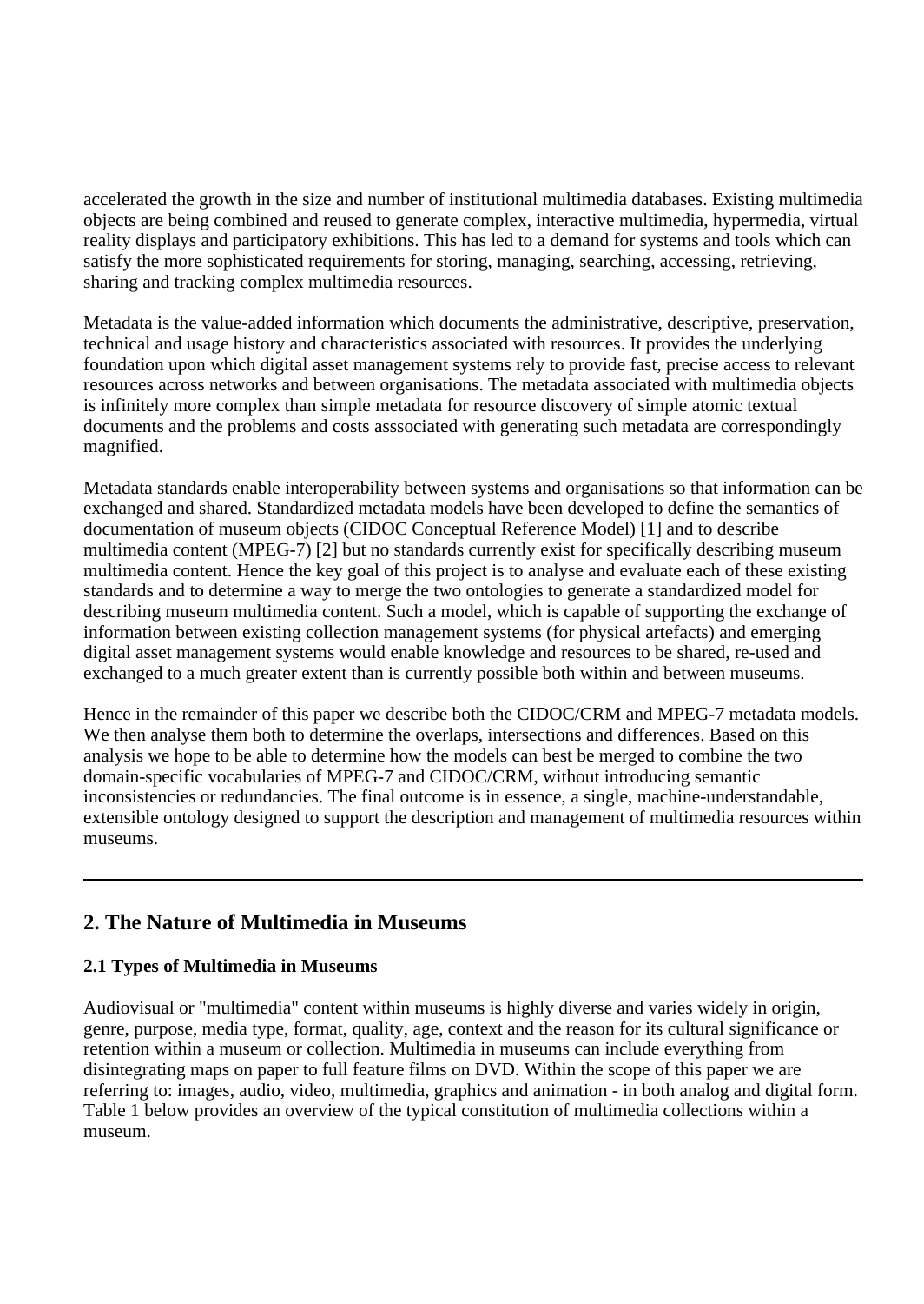accelerated the growth in the size and number of institutional multimedia databases. Existing multimedia objects are being combined and reused to generate complex, interactive multimedia, hypermedia, virtual reality displays and participatory exhibitions. This has led to a demand for systems and tools which can satisfy the more sophisticated requirements for storing, managing, searching, accessing, retrieving, sharing and tracking complex multimedia resources.

Metadata is the value-added information which documents the administrative, descriptive, preservation, technical and usage history and characteristics associated with resources. It provides the underlying foundation upon which digital asset management systems rely to provide fast, precise access to relevant resources across networks and between organisations. The metadata associated with multimedia objects is infinitely more complex than simple metadata for resource discovery of simple atomic textual documents and the problems and costs asssociated with generating such metadata are correspondingly magnified.

Metadata standards enable interoperability between systems and organisations so that information can be exchanged and shared. Standardized metadata models have been developed to define the semantics of documentation of museum objects (CIDOC Conceptual Reference Model) [1] and to describe multimedia content (MPEG-7) [2] but no standards currently exist for specifically describing museum multimedia content. Hence the key goal of this project is to analyse and evaluate each of these existing standards and to determine a way to merge the two ontologies to generate a standardized model for describing museum multimedia content. Such a model, which is capable of supporting the exchange of information between existing collection management systems (for physical artefacts) and emerging digital asset management systems would enable knowledge and resources to be shared, re-used and exchanged to a much greater extent than is currently possible both within and between museums.

Hence in the remainder of this paper we describe both the CIDOC/CRM and MPEG-7 metadata models. We then analyse them both to determine the overlaps, intersections and differences. Based on this analysis we hope to be able to determine how the models can best be merged to combine the two domain-specific vocabularies of MPEG-7 and CIDOC/CRM, without introducing semantic inconsistencies or redundancies. The final outcome is in essence, a single, machine-understandable, extensible ontology designed to support the description and management of multimedia resources within museums.

---

## 2. The Nature of Multimedia in Museums

### 2.1 Types of Multimedia in Museums

Audiovisual or "multimedia" content within museums is highly diverse and varies widely in origin, genre, purpose, media type, format, quality, age, context and the reason for its cultural significance or retention within a museum or collection. Multimedia in museums can include everything from disintegrating maps on paper to full feature films on DVD. Within the scope of this paper we are referring to: images, audio, video, multimedia, graphics and animation - in both analog and digital form. Table 1 below provides an overview of the typical constitution of multimedia collections within a museum.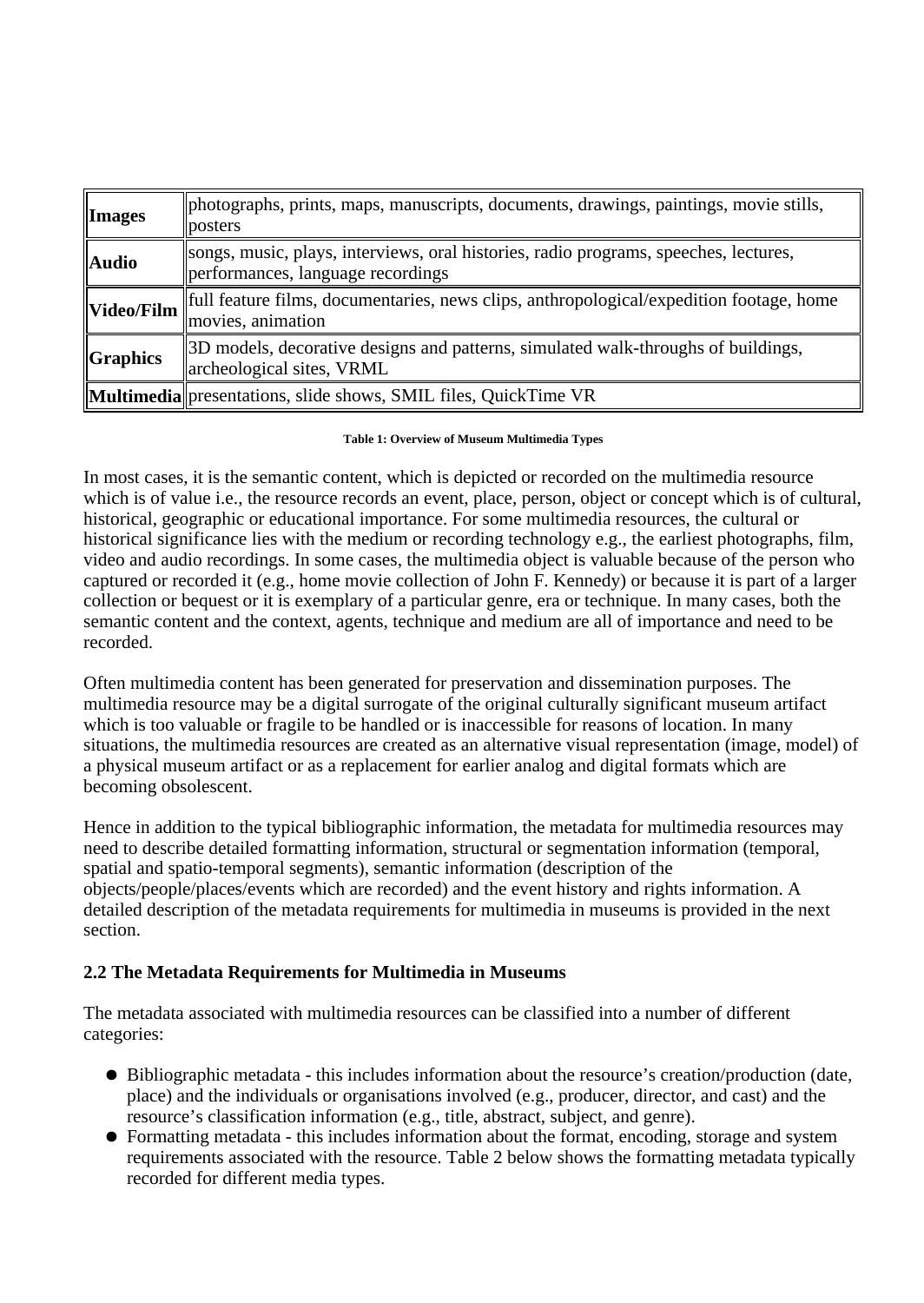| | |
|---|---|
| **Images** | photographs, prints, maps, manuscripts, documents, drawings, paintings, movie stills, posters |
| **Audio** | songs, music, plays, interviews, oral histories, radio programs, speeches, lectures, performances, language recordings |
| **Video/Film** | full feature films, documentaries, news clips, anthropological/expedition footage, home movies, animation |
| **Graphics** | 3D models, decorative designs and patterns, simulated walk-throughs of buildings, archeological sites, VRML |
| **Multimedia** | presentations, slide shows, SMIL files, QuickTime VR |

**Table 1: Overview of Museum Multimedia Types**

In most cases, it is the semantic content, which is depicted or recorded on the multimedia resource which is of value i.e., the resource records an event, place, person, object or concept which is of cultural, historical, geographic or educational importance. For some multimedia resources, the cultural or historical significance lies with the medium or recording technology e.g., the earliest photographs, film, video and audio recordings. In some cases, the multimedia object is valuable because of the person who captured or recorded it (e.g., home movie collection of John F. Kennedy) or because it is part of a larger collection or bequest or it is exemplary of a particular genre, era or technique. In many cases, both the semantic content and the context, agents, technique and medium are all of importance and need to be recorded.

Often multimedia content has been generated for preservation and dissemination purposes. The multimedia resource may be a digital surrogate of the original culturally significant museum artifact which is too valuable or fragile to be handled or is inaccessible for reasons of location. In many situations, the multimedia resources are created as an alternative visual representation (image, model) of a physical museum artifact or as a replacement for earlier analog and digital formats which are becoming obsolescent.

Hence in addition to the typical bibliographic information, the metadata for multimedia resources may need to describe detailed formatting information, structural or segmentation information (temporal, spatial and spatio-temporal segments), semantic information (description of the objects/people/places/events which are recorded) and the event history and rights information. A detailed description of the metadata requirements for multimedia in museums is provided in the next section.

### 2.2 The Metadata Requirements for Multimedia in Museums

The metadata associated with multimedia resources can be classified into a number of different categories:

- Bibliographic metadata - this includes information about the resource's creation/production (date, place) and the individuals or organisations involved (e.g., producer, director, and cast) and the resource's classification information (e.g., title, abstract, subject, and genre).
- Formatting metadata - this includes information about the format, encoding, storage and system requirements associated with the resource. Table 2 below shows the formatting metadata typically recorded for different media types.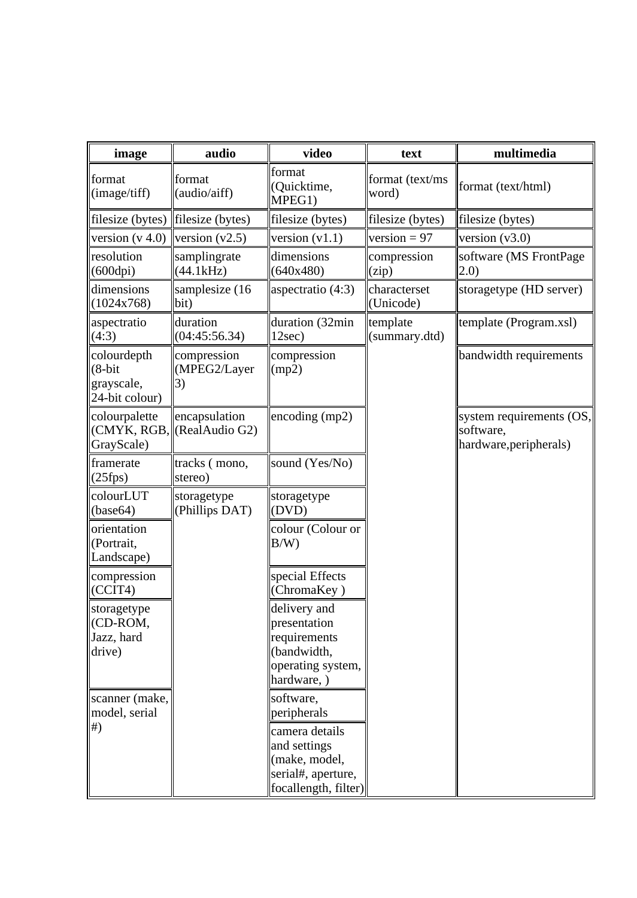| image | audio | video | text | multimedia |
|---|---|---|---|---|
| format (image/tiff) | format (audio/aiff) | format (Quicktime, MPEG1) | format (text/ms word) | format (text/html) |
| filesize (bytes) | filesize (bytes) | filesize (bytes) | filesize (bytes) | filesize (bytes) |
| version (v 4.0) | version (v2.5) | version (v1.1) | version = 97 | version (v3.0) |
| resolution (600dpi) | samplingrate (44.1kHz) | dimensions (640x480) | compression (zip) | software (MS FrontPage 2.0) |
| dimensions (1024x768) | samplesize (16 bit) | aspectratio (4:3) | characterset (Unicode) | storagetype (HD server) |
| aspectratio (4:3) | duration (04:45:56.34) | duration (32min 12sec) | template (summary.dtd) | template (Program.xsl) |
| colourdepth (8-bit grayscale, 24-bit colour) | compression (MPEG2/Layer 3) | compression (mp2) | | bandwidth requirements |
| colourpalette (CMYK, RGB, GrayScale) | encapsulation (RealAudio G2) | encoding (mp2) | | system requirements (OS, software, hardware,peripherals) |
| framerate (25fps) | tracks ( mono, stereo) | sound (Yes/No) | | |
| colourLUT (base64) | storagetype (Phillips DAT) | storagetype (DVD) | | |
| orientation (Portrait, Landscape) | | colour (Colour or B/W) | | |
| compression (CCIT4) | | special Effects (ChromaKey ) | | |
| storagetype (CD-ROM, Jazz, hard drive) | | delivery and presentation requirements (bandwidth, operating system, hardware, ) | | |
| scanner (make, model, serial #) | | software, peripherals | | |
| | | camera details and settings (make, model, serial#, aperture, focallength, filter) | | |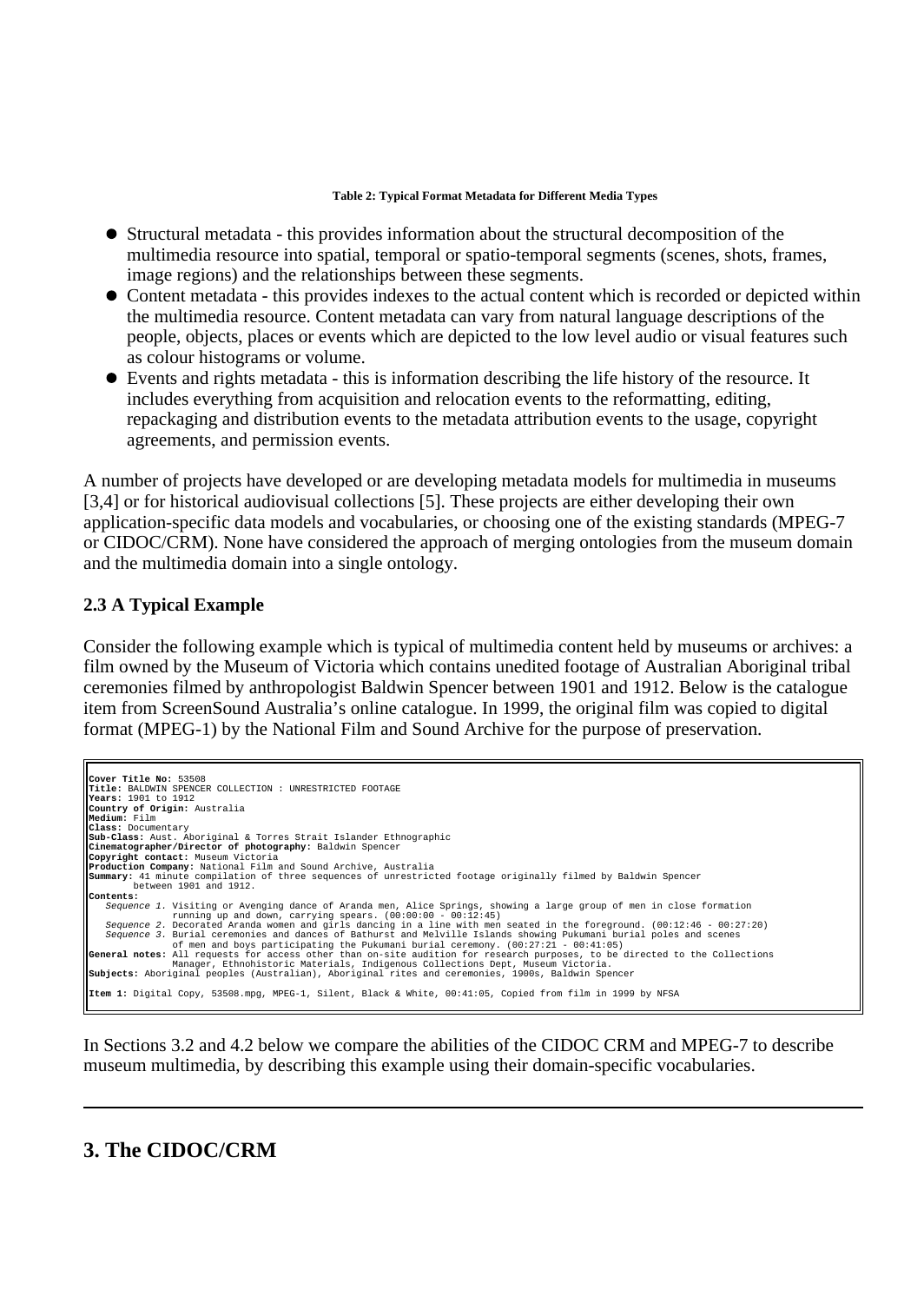**Table 2: Typical Format Metadata for Different Media Types**

- Structural metadata - this provides information about the structural decomposition of the multimedia resource into spatial, temporal or spatio-temporal segments (scenes, shots, frames, image regions) and the relationships between these segments.
- Content metadata - this provides indexes to the actual content which is recorded or depicted within the multimedia resource. Content metadata can vary from natural language descriptions of the people, objects, places or events which are depicted to the low level audio or visual features such as colour histograms or volume.
- Events and rights metadata - this is information describing the life history of the resource. It includes everything from acquisition and relocation events to the reformatting, editing, repackaging and distribution events to the metadata attribution events to the usage, copyright agreements, and permission events.

A number of projects have developed or are developing metadata models for multimedia in museums [3,4] or for historical audiovisual collections [5]. These projects are either developing their own application-specific data models and vocabularies, or choosing one of the existing standards (MPEG-7 or CIDOC/CRM). None have considered the approach of merging ontologies from the museum domain and the multimedia domain into a single ontology.

### 2.3 A Typical Example

Consider the following example which is typical of multimedia content held by museums or archives: a film owned by the Museum of Victoria which contains unedited footage of Australian Aboriginal tribal ceremonies filmed by anthropologist Baldwin Spencer between 1901 and 1912. Below is the catalogue item from ScreenSound Australia's online catalogue. In 1999, the original film was copied to digital format (MPEG-1) by the National Film and Sound Archive for the purpose of preservation.

```
Cover Title No: 53508
Title: BALDWIN SPENCER COLLECTION : UNRESTRICTED FOOTAGE
Years: 1901 to 1912
Country of Origin: Australia
Medium: Film
Class: Documentary
Sub-Class: Aust. Aboriginal & Torres Strait Islander Ethnographic
Cinematographer/Director of photography: Baldwin Spencer
Copyright contact: Museum Victoria
Production Company: National Film and Sound Archive, Australia
Summary: 41 minute compilation of three sequences of unrestricted footage originally filmed by Baldwin Spencer
      between 1901 and 1912.
Contents:
   Sequence 1. Visiting or Avenging dance of Aranda men, Alice Springs, showing a large group of men in close formation
               running up and down, carrying spears. (00:00:00 - 00:12:45)
   Sequence 2. Decorated Aranda women and girls dancing in a line with men seated in the foreground. (00:12:46 - 00:27:20)
   Sequence 3. Burial ceremonies and dances of Bathurst and Melville Islands showing Pukumani burial poles and scenes
               of men and boys participating the Pukumani burial ceremony. (00:27:21 - 00:41:05)
General notes: All requests for access other than on-site audition for research purposes, to be directed to the Collections
               Manager, Ethnohistoric Materials, Indigenous Collections Dept, Museum Victoria.
Subjects: Aboriginal peoples (Australian), Aboriginal rites and ceremonies, 1900s, Baldwin Spencer

Item 1: Digital Copy, 53508.mpg, MPEG-1, Silent, Black & White, 00:41:05, Copied from film in 1999 by NFSA
```

In Sections 3.2 and 4.2 below we compare the abilities of the CIDOC CRM and MPEG-7 to describe museum multimedia, by describing this example using their domain-specific vocabularies.

---

## 3. The CIDOC/CRM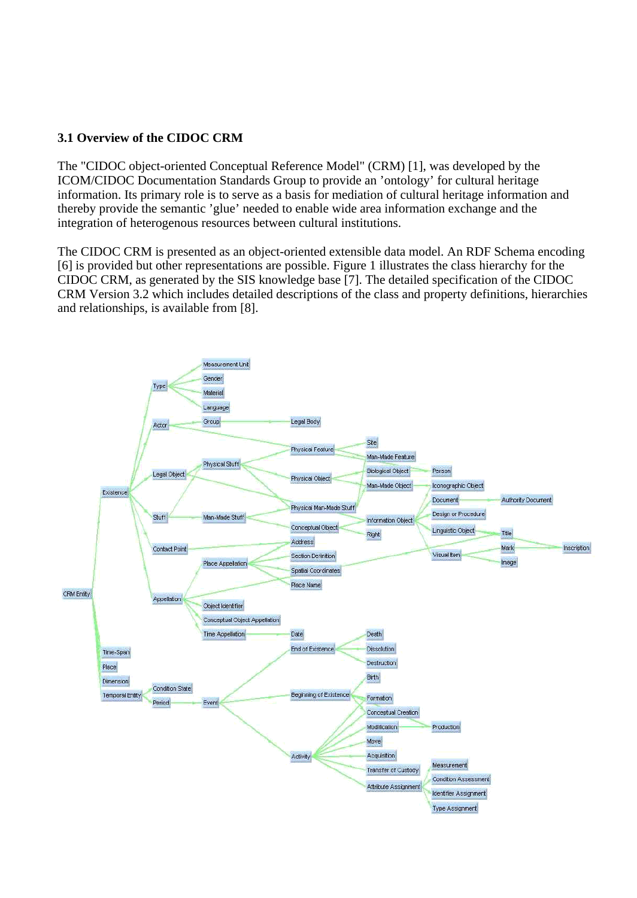### 3.1 Overview of the CIDOC CRM

The "CIDOC object-oriented Conceptual Reference Model" (CRM) [1], was developed by the ICOM/CIDOC Documentation Standards Group to provide an 'ontology' for cultural heritage information. Its primary role is to serve as a basis for mediation of cultural heritage information and thereby provide the semantic 'glue' needed to enable wide area information exchange and the integration of heterogenous resources between cultural institutions.

The CIDOC CRM is presented as an object-oriented extensible data model. An RDF Schema encoding [6] is provided but other representations are possible. Figure 1 illustrates the class hierarchy for the CIDOC CRM, as generated by the SIS knowledge base [7]. The detailed specification of the CIDOC CRM Version 3.2 which includes detailed descriptions of the class and property definitions, hierarchies and relationships, is available from [8].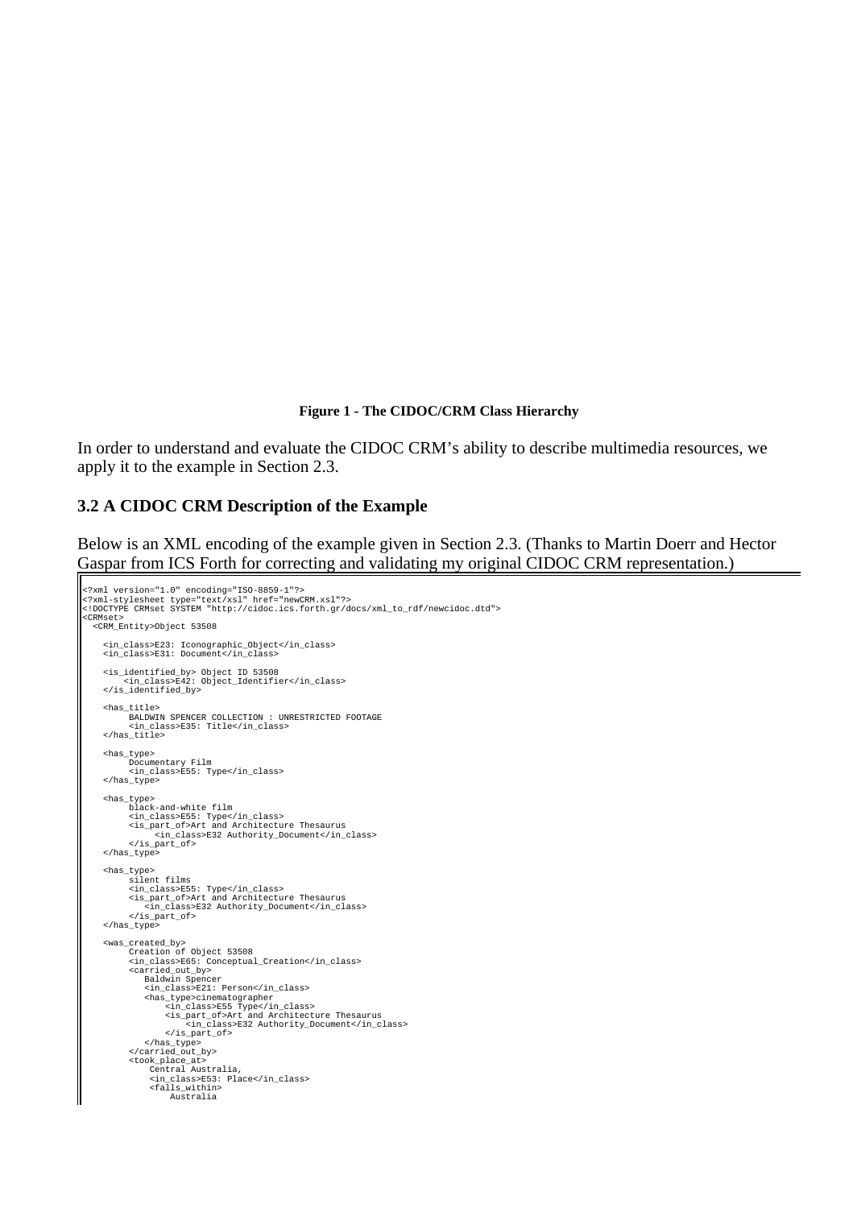**Figure 1 - The CIDOC/CRM Class Hierarchy**

In order to understand and evaluate the CIDOC CRM's ability to describe multimedia resources, we apply it to the example in Section 2.3.

### 3.2 A CIDOC CRM Description of the Example

Below is an XML encoding of the example given in Section 2.3. (Thanks to Martin Doerr and Hector Gaspar from ICS Forth for correcting and validating my original CIDOC CRM representation.)

```
<?xml version="1.0" encoding="ISO-8859-1"?>
<?xml-stylesheet type="text/xsl" href="newCRM.xsl"?>
<!DOCTYPE CRMset SYSTEM "http://cidoc.ics.forth.gr/docs/xml_to_rdf/newcidoc.dtd">
<CRMset>
  <CRM_Entity>Object 53508

    <in_class>E23: Iconographic_Object</in_class>
    <in_class>E31: Document</in_class>

    <is_identified_by> Object ID 53508
        <in_class>E42: Object_Identifier</in_class>
    </is_identified_by>

    <has_title>
         BALDWIN SPENCER COLLECTION : UNRESTRICTED FOOTAGE
         <in_class>E35: Title</in_class>
    </has_title>

    <has_type>
         Documentary Film
         <in_class>E55: Type</in_class>
    </has_type>

    <has_type>
         black-and-white film
         <in_class>E55: Type</in_class>
         <is_part_of>Art and Architecture Thesaurus
              <in_class>E32 Authority_Document</in_class>
         </is_part_of>
    </has_type>

    <has_type>
         silent films
         <in_class>E55: Type</in_class>
         <is_part_of>Art and Architecture Thesaurus
            <in_class>E32 Authority_Document</in_class>
         </is_part_of>
    </has_type>

    <was_created_by>
         Creation of Object 53508
         <in_class>E65: Conceptual_Creation</in_class>
         <carried_out_by>
            Baldwin Spencer
            <in_class>E21: Person</in_class>
            <has_type>cinematographer
                <in_class>E55 Type</in_class>
                <is_part_of>Art and Architecture Thesaurus
                    <in_class>E32 Authority_Document</in_class>
                </is_part_of>
            </has_type>
         </carried_out_by>
         <took_place_at>
             Central Australia,
             <in_class>E53: Place</in_class>
             <falls_within>
                 Australia
```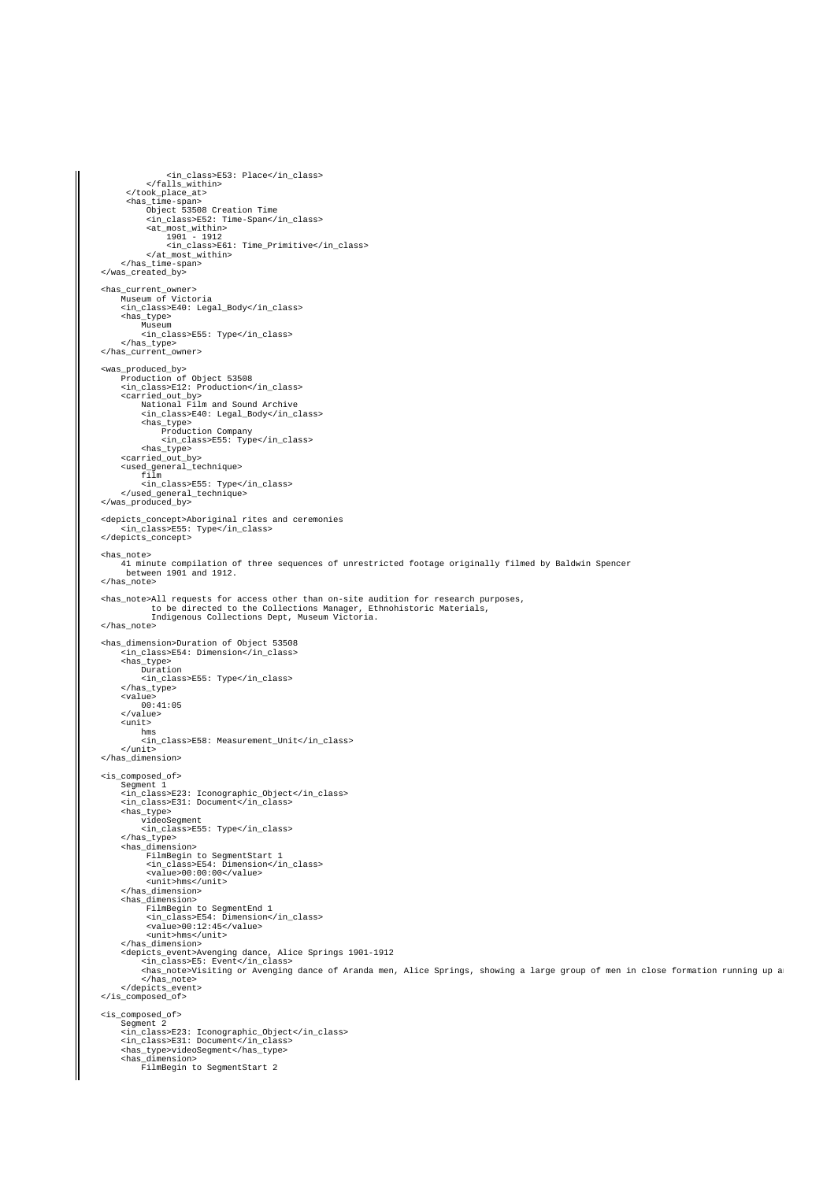```
                <in_class>E53: Place</in_class>
            </falls_within>
        </took_place_at>
        <has_time-span>
            Object 53508 Creation Time
            <in_class>E52: Time-Span</in_class>
            <at_most_within>
                1901 - 1912
                <in_class>E61: Time_Primitive</in_class>
            </at_most_within>
        </has_time-span>
    </was_created_by>

    <has_current_owner>
        Museum of Victoria
        <in_class>E40: Legal_Body</in_class>
        <has_type>
            Museum
            <in_class>E55: Type</in_class>
        </has_type>
    </has_current_owner>

    <was_produced_by>
        Production of Object 53508
        <in_class>E12: Production</in_class>
        <carried_out_by>
            National Film and Sound Archive
            <in_class>E40: Legal_Body</in_class>
            <has_type>
                Production Company
                <in_class>E55: Type</in_class>
            <has_type>
        <carried_out_by>
        <used_general_technique>
            film
            <in_class>E55: Type</in_class>
        </used_general_technique>
    </was_produced_by>

    <depicts_concept>Aboriginal rites and ceremonies
        <in_class>E55: Type</in_class>
    </depicts_concept>

    <has_note>
        41 minute compilation of three sequences of unrestricted footage originally filmed by Baldwin Spencer
         between 1901 and 1912.
    </has_note>

    <has_note>All requests for access other than on-site audition for research purposes,
            to be directed to the Collections Manager, Ethnohistoric Materials,
            Indigenous Collections Dept, Museum Victoria.
    </has_note>

    <has_dimension>Duration of Object 53508
        <in_class>E54: Dimension</in_class>
        <has_type>
            Duration
            <in_class>E55: Type</in_class>
        </has_type>
        <value>
            00:41:05
        </value>
        <unit>
            hms
            <in_class>E58: Measurement_Unit</in_class>
        </unit>
    </has_dimension>

    <is_composed_of>
        Segment 1
        <in_class>E23: Iconographic_Object</in_class>
        <in_class>E31: Document</in_class>
        <has_type>
            videoSegment
            <in_class>E55: Type</in_class>
        </has_type>
        <has_dimension>
             FilmBegin to SegmentStart 1
             <in_class>E54: Dimension</in_class>
             <value>00:00:00</value>
             <unit>hms</unit>
        </has_dimension>
        <has_dimension>
             FilmBegin to SegmentEnd 1
             <in_class>E54: Dimension</in_class>
             <value>00:12:45</value>
             <unit>hms</unit>
        </has_dimension>
        <depicts_event>Avenging dance, Alice Springs 1901-1912
            <in_class>E5: Event</in_class>
            <has_note>Visiting or Avenging dance of Aranda men, Alice Springs, showing a large group of men in close formation running up a
            </has_note>
        </depicts_event>
    </is_composed_of>

    <is_composed_of>
        Segment 2
        <in_class>E23: Iconographic_Object</in_class>
        <in_class>E31: Document</in_class>
        <has_type>videoSegment</has_type>
        <has_dimension>
            FilmBegin to SegmentStart 2
```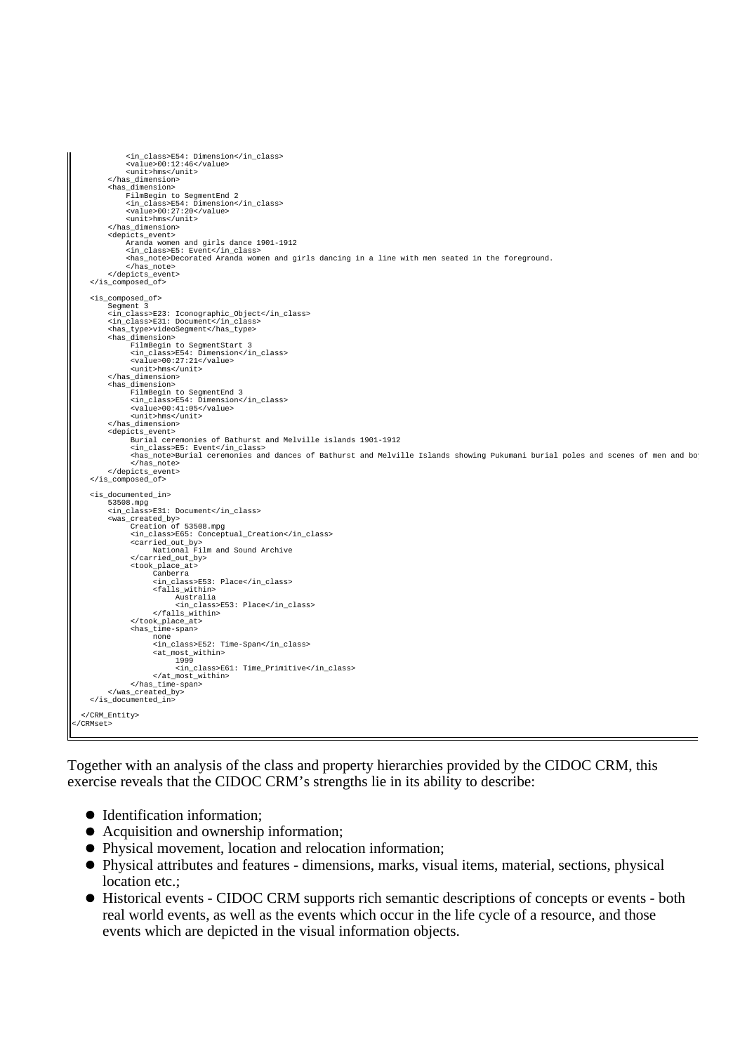```
            <in_class>E54: Dimension</in_class>
            <value>00:12:46</value>
            <unit>hms</unit>
        </has_dimension>
        <has_dimension>
            FilmBegin to SegmentEnd 2
            <in_class>E54: Dimension</in_class>
            <value>00:27:20</value>
            <unit>hms</unit>
        </has_dimension>
        <depicts_event>
            Aranda women and girls dance 1901-1912
            <in_class>E5: Event</in_class>
            <has_note>Decorated Aranda women and girls dancing in a line with men seated in the foreground.
            </has_note>
        </depicts_event>
    </is_composed_of>

    <is_composed_of>
        Segment 3
        <in_class>E23: Iconographic_Object</in_class>
        <in_class>E31: Document</in_class>
        <has_type>videoSegment</has_type>
        <has_dimension>
             FilmBegin to SegmentStart 3
             <in_class>E54: Dimension</in_class>
             <value>00:27:21</value>
             <unit>hms</unit>
        </has_dimension>
        <has_dimension>
             FilmBegin to SegmentEnd 3
             <in_class>E54: Dimension</in_class>
             <value>00:41:05</value>
             <unit>hms</unit>
        </has_dimension>
        <depicts_event>
             Burial ceremonies of Bathurst and Melville islands 1901-1912
             <in_class>E5: Event</in_class>
             <has_note>Burial ceremonies and dances of Bathurst and Melville Islands showing Pukumani burial poles and scenes of men and bo
             </has_note>
        </depicts_event>
    </is_composed_of>

    <is_documented_in>
        53508.mpg
        <in_class>E31: Document</in_class>
        <was_created_by>
             Creation of 53508.mpg
             <in_class>E65: Conceptual_Creation</in_class>
             <carried_out_by>
                  National Film and Sound Archive
             </carried_out_by>
             <took_place_at>
                  Canberra
                  <in_class>E53: Place</in_class>
                  <falls_within>
                       Australia
                       <in_class>E53: Place</in_class>
                  </falls_within>
             </took_place_at>
             <has_time-span>
                  none
                  <in_class>E52: Time-Span</in_class>
                  <at_most_within>
                       1999
                       <in_class>E61: Time_Primitive</in_class>
                  </at_most_within>
             </has_time-span>
        </was_created_by>
    </is_documented_in>

  </CRM_Entity>
</CRMset>
```

Together with an analysis of the class and property hierarchies provided by the CIDOC CRM, this exercise reveals that the CIDOC CRM's strengths lie in its ability to describe:

- Identification information;
- Acquisition and ownership information;
- Physical movement, location and relocation information;
- Physical attributes and features - dimensions, marks, visual items, material, sections, physical location etc.;
- Historical events - CIDOC CRM supports rich semantic descriptions of concepts or events - both real world events, as well as the events which occur in the life cycle of a resource, and those events which are depicted in the visual information objects.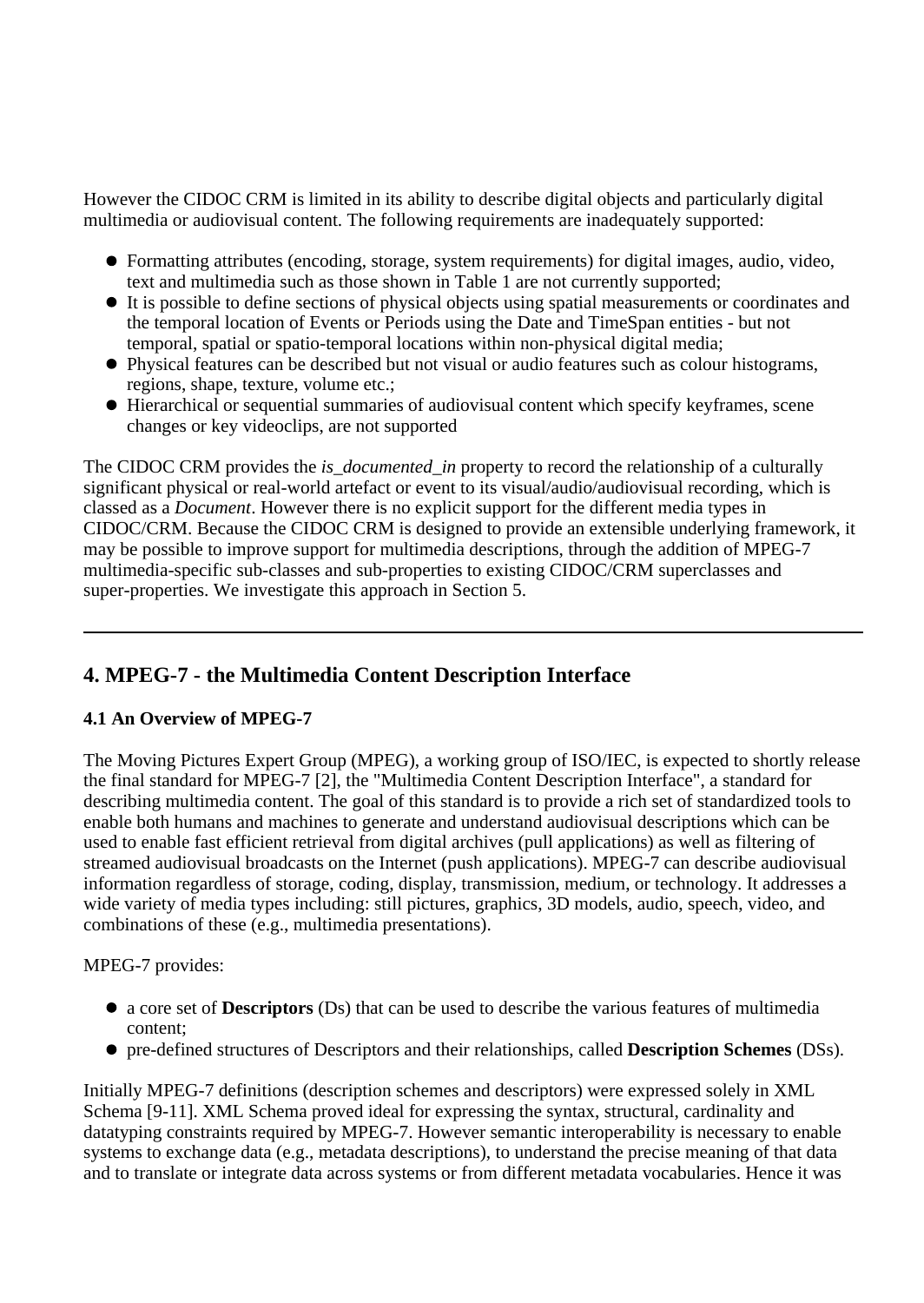However the CIDOC CRM is limited in its ability to describe digital objects and particularly digital multimedia or audiovisual content. The following requirements are inadequately supported:

- Formatting attributes (encoding, storage, system requirements) for digital images, audio, video, text and multimedia such as those shown in Table 1 are not currently supported;
- It is possible to define sections of physical objects using spatial measurements or coordinates and the temporal location of Events or Periods using the Date and TimeSpan entities - but not temporal, spatial or spatio-temporal locations within non-physical digital media;
- Physical features can be described but not visual or audio features such as colour histograms, regions, shape, texture, volume etc.;
- Hierarchical or sequential summaries of audiovisual content which specify keyframes, scene changes or key videoclips, are not supported

The CIDOC CRM provides the *is_documented_in* property to record the relationship of a culturally significant physical or real-world artefact or event to its visual/audio/audiovisual recording, which is classed as a *Document*. However there is no explicit support for the different media types in CIDOC/CRM. Because the CIDOC CRM is designed to provide an extensible underlying framework, it may be possible to improve support for multimedia descriptions, through the addition of MPEG-7 multimedia-specific sub-classes and sub-properties to existing CIDOC/CRM superclasses and super-properties. We investigate this approach in Section 5.

---

## 4. MPEG-7 - the Multimedia Content Description Interface

### 4.1 An Overview of MPEG-7

The Moving Pictures Expert Group (MPEG), a working group of ISO/IEC, is expected to shortly release the final standard for MPEG-7 [2], the "Multimedia Content Description Interface", a standard for describing multimedia content. The goal of this standard is to provide a rich set of standardized tools to enable both humans and machines to generate and understand audiovisual descriptions which can be used to enable fast efficient retrieval from digital archives (pull applications) as well as filtering of streamed audiovisual broadcasts on the Internet (push applications). MPEG-7 can describe audiovisual information regardless of storage, coding, display, transmission, medium, or technology. It addresses a wide variety of media types including: still pictures, graphics, 3D models, audio, speech, video, and combinations of these (e.g., multimedia presentations).

MPEG-7 provides:

- a core set of **Descriptors** (Ds) that can be used to describe the various features of multimedia content;
- pre-defined structures of Descriptors and their relationships, called **Description Schemes** (DSs).

Initially MPEG-7 definitions (description schemes and descriptors) were expressed solely in XML Schema [9-11]. XML Schema proved ideal for expressing the syntax, structural, cardinality and datatyping constraints required by MPEG-7. However semantic interoperability is necessary to enable systems to exchange data (e.g., metadata descriptions), to understand the precise meaning of that data and to translate or integrate data across systems or from different metadata vocabularies. Hence it was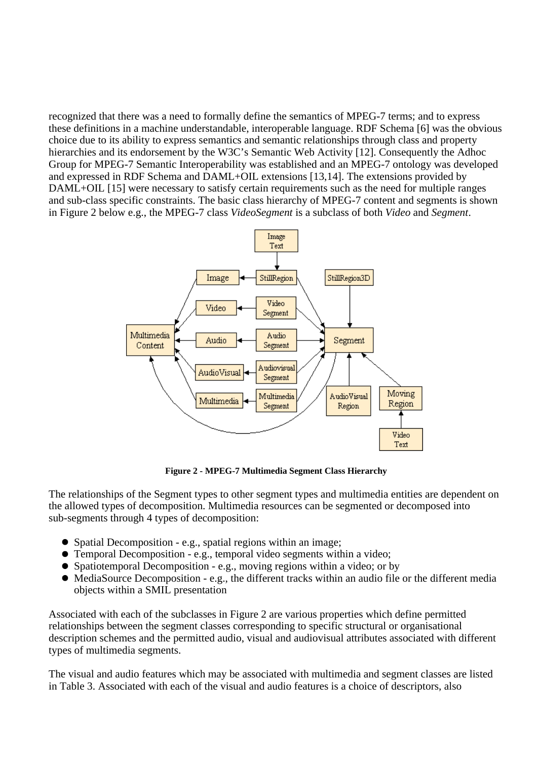recognized that there was a need to formally define the semantics of MPEG-7 terms; and to express these definitions in a machine understandable, interoperable language. RDF Schema [6] was the obvious choice due to its ability to express semantics and semantic relationships through class and property hierarchies and its endorsement by the W3C's Semantic Web Activity [12]. Consequently the Adhoc Group for MPEG-7 Semantic Interoperability was established and an MPEG-7 ontology was developed and expressed in RDF Schema and DAML+OIL extensions [13,14]. The extensions provided by DAML+OIL [15] were necessary to satisfy certain requirements such as the need for multiple ranges and sub-class specific constraints. The basic class hierarchy of MPEG-7 content and segments is shown in Figure 2 below e.g., the MPEG-7 class *VideoSegment* is a subclass of both *Video* and *Segment*.

**Figure 2 - MPEG-7 Multimedia Segment Class Hierarchy**

The relationships of the Segment types to other segment types and multimedia entities are dependent on the allowed types of decomposition. Multimedia resources can be segmented or decomposed into sub-segments through 4 types of decomposition:

- Spatial Decomposition - e.g., spatial regions within an image;
- Temporal Decomposition - e.g., temporal video segments within a video;
- Spatiotemporal Decomposition - e.g., moving regions within a video; or by
- MediaSource Decomposition - e.g., the different tracks within an audio file or the different media objects within a SMIL presentation

Associated with each of the subclasses in Figure 2 are various properties which define permitted relationships between the segment classes corresponding to specific structural or organisational description schemes and the permitted audio, visual and audiovisual attributes associated with different types of multimedia segments.

The visual and audio features which may be associated with multimedia and segment classes are listed in Table 3. Associated with each of the visual and audio features is a choice of descriptors, also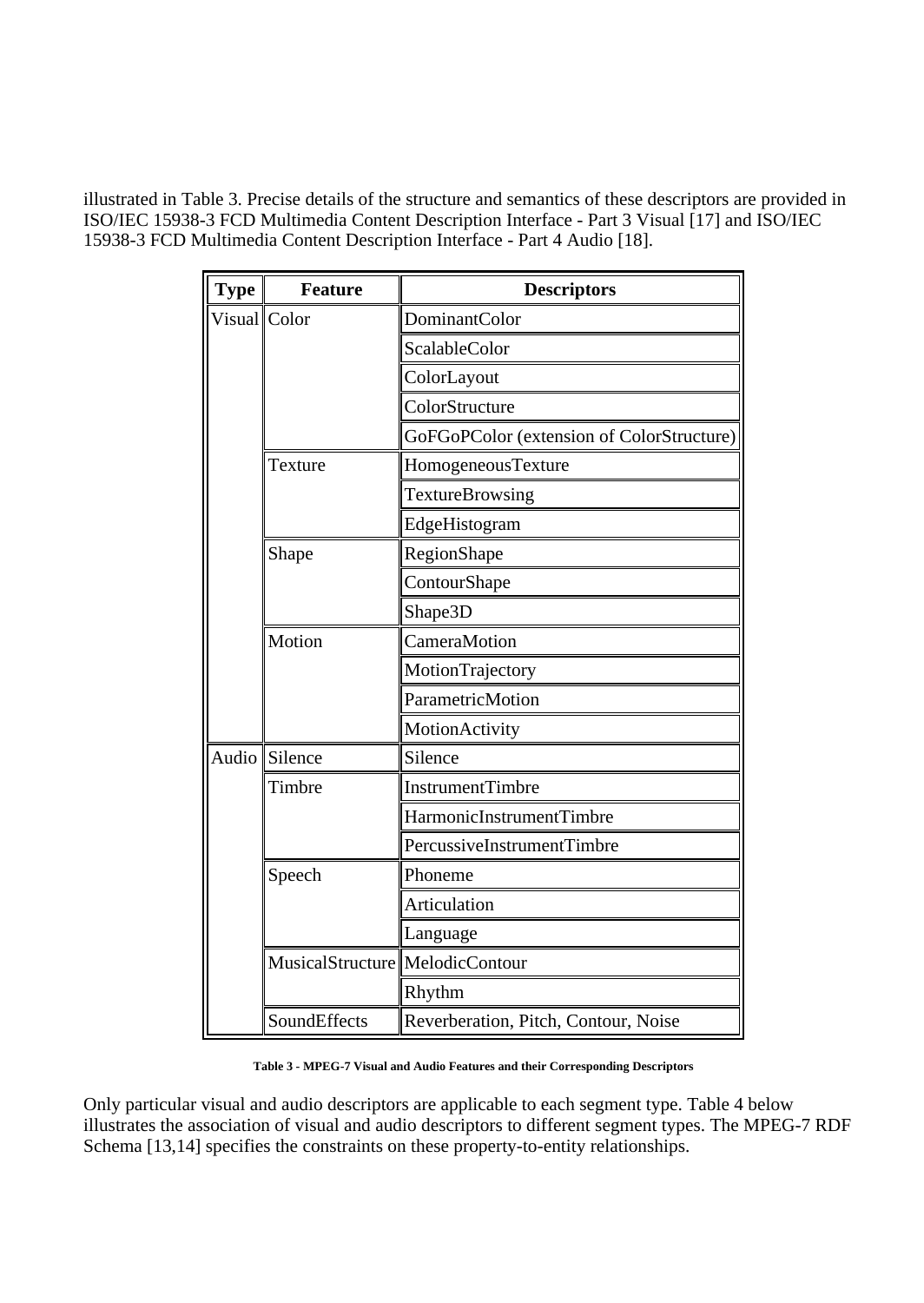illustrated in Table 3. Precise details of the structure and semantics of these descriptors are provided in ISO/IEC 15938-3 FCD Multimedia Content Description Interface - Part 3 Visual [17] and ISO/IEC 15938-3 FCD Multimedia Content Description Interface - Part 4 Audio [18].

| Type | Feature | Descriptors |
|---|---|---|
| Visual | Color | DominantColor |
| | | ScalableColor |
| | | ColorLayout |
| | | ColorStructure |
| | | GoFGoPColor (extension of ColorStructure) |
| | Texture | HomogeneousTexture |
| | | TextureBrowsing |
| | | EdgeHistogram |
| | Shape | RegionShape |
| | | ContourShape |
| | | Shape3D |
| | Motion | CameraMotion |
| | | MotionTrajectory |
| | | ParametricMotion |
| | | MotionActivity |
| Audio | Silence | Silence |
| | Timbre | InstrumentTimbre |
| | | HarmonicInstrumentTimbre |
| | | PercussiveInstrumentTimbre |
| | Speech | Phoneme |
| | | Articulation |
| | | Language |
| | MusicalStructure | MelodicContour |
| | | Rhythm |
| | SoundEffects | Reverberation, Pitch, Contour, Noise |

**Table 3 - MPEG-7 Visual and Audio Features and their Corresponding Descriptors**

Only particular visual and audio descriptors are applicable to each segment type. Table 4 below illustrates the association of visual and audio descriptors to different segment types. The MPEG-7 RDF Schema [13,14] specifies the constraints on these property-to-entity relationships.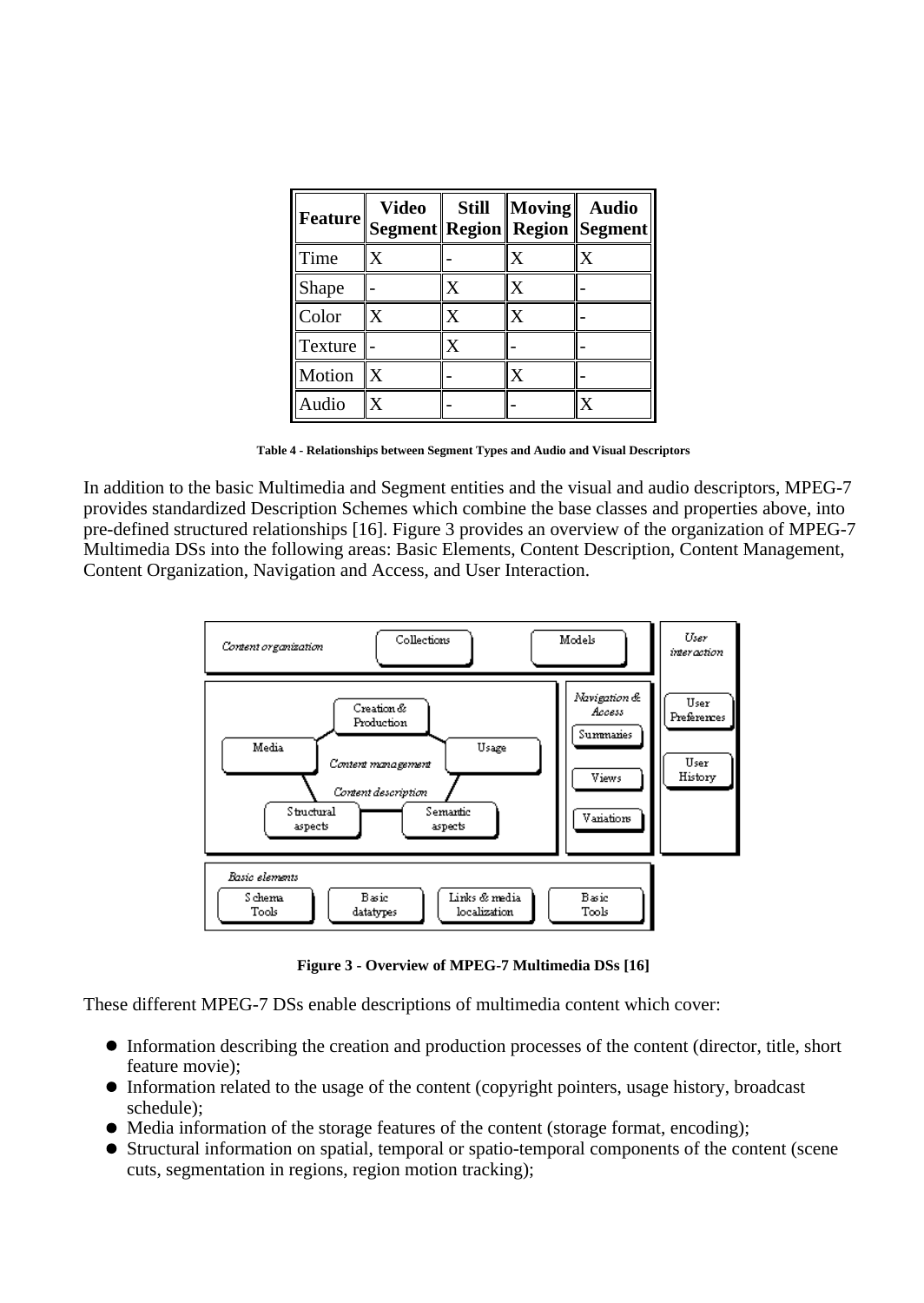| Feature | Video Segment | Still Region | Moving Region | Audio Segment |
|---|---|---|---|---|
| Time | X | - | X | X |
| Shape | - | X | X | - |
| Color | X | X | X | - |
| Texture | - | X | - | - |
| Motion | X | - | X | - |
| Audio | X | - | - | X |

**Table 4 - Relationships between Segment Types and Audio and Visual Descriptors**

In addition to the basic Multimedia and Segment entities and the visual and audio descriptors, MPEG-7 provides standardized Description Schemes which combine the base classes and properties above, into pre-defined structured relationships [16]. Figure 3 provides an overview of the organization of MPEG-7 Multimedia DSs into the following areas: Basic Elements, Content Description, Content Management, Content Organization, Navigation and Access, and User Interaction.

**Figure 3 - Overview of MPEG-7 Multimedia DSs [16]**

These different MPEG-7 DSs enable descriptions of multimedia content which cover:

- Information describing the creation and production processes of the content (director, title, short feature movie);
- Information related to the usage of the content (copyright pointers, usage history, broadcast schedule);
- Media information of the storage features of the content (storage format, encoding);
- Structural information on spatial, temporal or spatio-temporal components of the content (scene cuts, segmentation in regions, region motion tracking);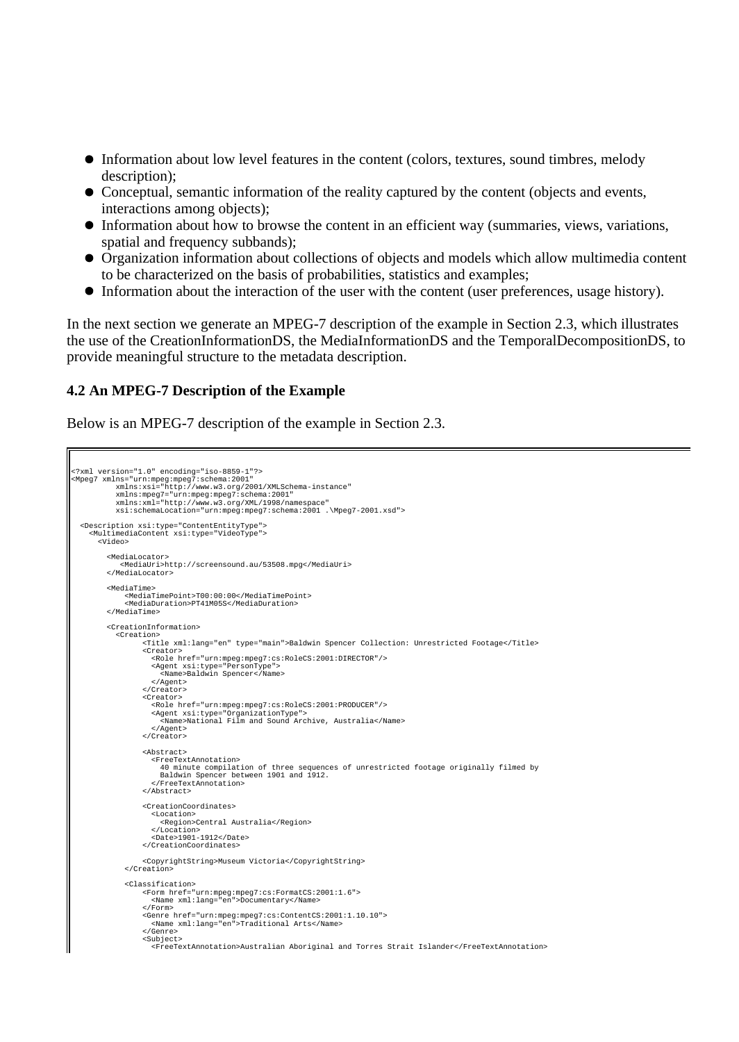- Information about low level features in the content (colors, textures, sound timbres, melody description);
- Conceptual, semantic information of the reality captured by the content (objects and events, interactions among objects);
- Information about how to browse the content in an efficient way (summaries, views, variations, spatial and frequency subbands);
- Organization information about collections of objects and models which allow multimedia content to be characterized on the basis of probabilities, statistics and examples;
- Information about the interaction of the user with the content (user preferences, usage history).

In the next section we generate an MPEG-7 description of the example in Section 2.3, which illustrates the use of the CreationInformationDS, the MediaInformationDS and the TemporalDecompositionDS, to provide meaningful structure to the metadata description.

### 4.2 An MPEG-7 Description of the Example

Below is an MPEG-7 description of the example in Section 2.3.

```
<?xml version="1.0" encoding="iso-8859-1"?>
<Mpeg7 xmlns="urn:mpeg:mpeg7:schema:2001"
          xmlns:xsi="http://www.w3.org/2001/XMLSchema-instance"
          xmlns:mpeg7="urn:mpeg:mpeg7:schema:2001"
          xmlns:xml="http://www.w3.org/XML/1998/namespace"
          xsi:schemaLocation="urn:mpeg:mpeg7:schema:2001 .\Mpeg7-2001.xsd">

  <Description xsi:type="ContentEntityType">
    <MultimediaContent xsi:type="VideoType">
      <Video>

        <MediaLocator>
           <MediaUri>http://screensound.au/53508.mpg</MediaUri>
        </MediaLocator>

        <MediaTime>
            <MediaTimePoint>T00:00:00</MediaTimePoint>
            <MediaDuration>PT41M05S</MediaDuration>
        </MediaTime>

        <CreationInformation>
          <Creation>
                <Title xml:lang="en" type="main">Baldwin Spencer Collection: Unrestricted Footage</Title>
                <Creator>
                  <Role href="urn:mpeg:mpeg7:cs:RoleCS:2001:DIRECTOR"/>
                  <Agent xsi:type="PersonType">
                    <Name>Baldwin Spencer</Name>
                  </Agent>
                </Creator>
                <Creator>
                  <Role href="urn:mpeg:mpeg7:cs:RoleCS:2001:PRODUCER"/>
                  <Agent xsi:type="OrganizationType">
                    <Name>National Film and Sound Archive, Australia</Name>
                  </Agent>
                </Creator>

                <Abstract>
                  <FreeTextAnnotation>
                    40 minute compilation of three sequences of unrestricted footage originally filmed by
                    Baldwin Spencer between 1901 and 1912.
                  </FreeTextAnnotation>
                </Abstract>

                <CreationCoordinates>
                  <Location>
                    <Region>Central Australia</Region>
                  </Location>
                  <Date>1901-1912</Date>
                </CreationCoordinates>

                <CopyrightString>Museum Victoria</CopyrightString>
            </Creation>

            <Classification>
                <Form href="urn:mpeg:mpeg7:cs:FormatCS:2001:1.6">
                  <Name xml:lang="en">Documentary</Name>
                </Form>
                <Genre href="urn:mpeg:mpeg7:cs:ContentCS:2001:1.10.10">
                  <Name xml:lang="en">Traditional Arts</Name>
                </Genre>
                <Subject>
                  <FreeTextAnnotation>Australian Aboriginal and Torres Strait Islander</FreeTextAnnotation>
```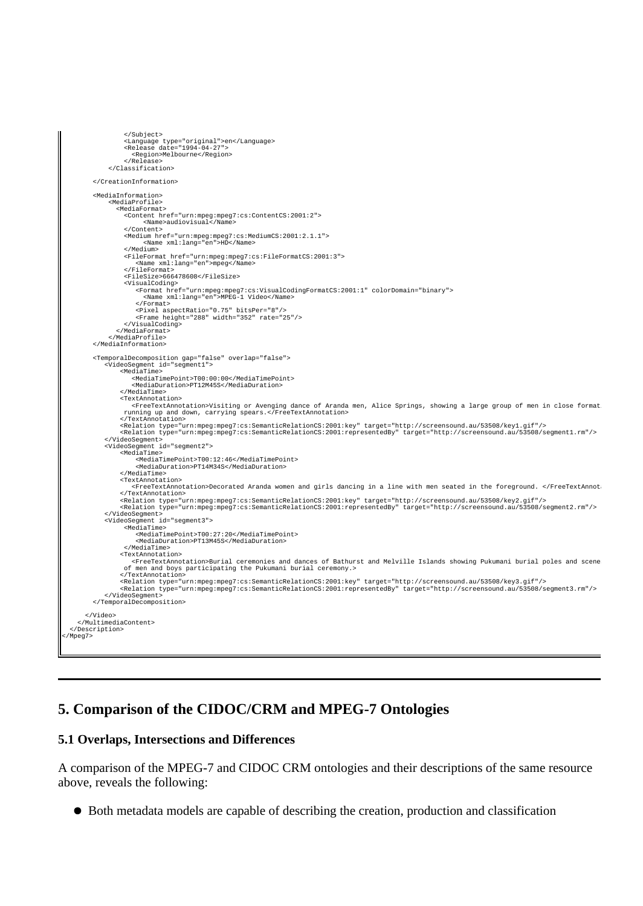```
                </Subject>
                <Language type="original">en</Language>
                <Release date="1994-04-27">
                  <Region>Melbourne</Region>
                </Release>
            </Classification>

        </CreationInformation>

        <MediaInformation>
            <MediaProfile>
              <MediaFormat>
                <Content href="urn:mpeg:mpeg7:cs:ContentCS:2001:2">
                     <Name>audiovisual</Name>
                </Content>
                <Medium href="urn:mpeg:mpeg7:cs:MediumCS:2001:2.1.1">
                     <Name xml:lang="en">HD</Name>
                </Medium>
                <FileFormat href="urn:mpeg:mpeg7:cs:FileFormatCS:2001:3">
                   <Name xml:lang="en">mpeg</Name>
                </FileFormat>
                <FileSize>666478608</FileSize>
                <VisualCoding>
                   <Format href="urn:mpeg:mpeg7:cs:VisualCodingFormatCS:2001:1" colorDomain="binary">
                     <Name xml:lang="en">MPEG-1 Video</Name>
                   </Format>
                   <Pixel aspectRatio="0.75" bitsPer="8"/>
                   <Frame height="288" width="352" rate="25"/>
                </VisualCoding>
              </MediaFormat>
            </MediaProfile>
        </MediaInformation>

        <TemporalDecomposition gap="false" overlap="false">
           <VideoSegment id="segment1">
               <MediaTime>
                  <MediaTimePoint>T00:00:00</MediaTimePoint>
                  <MediaDuration>PT12M45S</MediaDuration>
               </MediaTime>
               <TextAnnotation>
                  <FreeTextAnnotation>Visiting or Avenging dance of Aranda men, Alice Springs, showing a large group of men in close format
                running up and down, carrying spears.</FreeTextAnnotation>
               </TextAnnotation>
               <Relation type="urn:mpeg:mpeg7:cs:SemanticRelationCS:2001:key" target="http://screensound.au/53508/key1.gif"/>
               <Relation type="urn:mpeg:mpeg7:cs:SemanticRelationCS:2001:representedBy" target="http://screensound.au/53508/segment1.rm"/>
           </VideoSegment>
           <VideoSegment id="segment2">
               <MediaTime>
                   <MediaTimePoint>T00:12:46</MediaTimePoint>
                   <MediaDuration>PT14M34S</MediaDuration>
               </MediaTime>
               <TextAnnotation>
                  <FreeTextAnnotation>Decorated Aranda women and girls dancing in a line with men seated in the foreground. </FreeTextAnnot
               </TextAnnotation>
               <Relation type="urn:mpeg:mpeg7:cs:SemanticRelationCS:2001:key" target="http://screensound.au/53508/key2.gif"/>
               <Relation type="urn:mpeg:mpeg7:cs:SemanticRelationCS:2001:representedBy" target="http://screensound.au/53508/segment2.rm"/>
           </VideoSegment>
           <VideoSegment id="segment3">
                <MediaTime>
                   <MediaTimePoint>T00:27:20</MediaTimePoint>
                   <MediaDuration>PT13M45S</MediaDuration>
                </MediaTime>
               <TextAnnotation>
                  <FreeTextAnnotation>Burial ceremonies and dances of Bathurst and Melville Islands showing Pukumani burial poles and scene
                of men and boys participating the Pukumani burial ceremony.>
               </TextAnnotation>
               <Relation type="urn:mpeg:mpeg7:cs:SemanticRelationCS:2001:key" target="http://screensound.au/53508/key3.gif"/>
               <Relation type="urn:mpeg:mpeg7:cs:SemanticRelationCS:2001:representedBy" target="http://screensound.au/53508/segment3.rm"/>
           </VideoSegment>
        </TemporalDecomposition>

      </Video>
    </MultimediaContent>
  </Description>
</Mpeg7>
```

## 5. Comparison of the CIDOC/CRM and MPEG-7 Ontologies

### 5.1 Overlaps, Intersections and Differences

A comparison of the MPEG-7 and CIDOC CRM ontologies and their descriptions of the same resource above, reveals the following:

- Both metadata models are capable of describing the creation, production and classification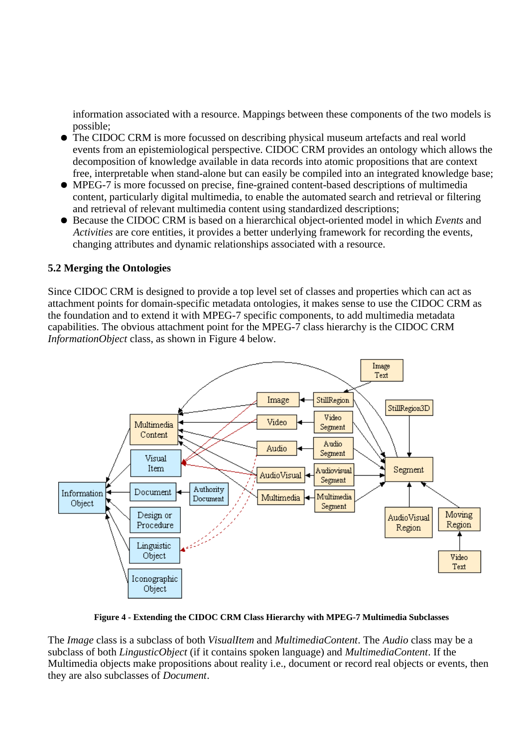information associated with a resource. Mappings between these components of the two models is possible;

- The CIDOC CRM is more focussed on describing physical museum artefacts and real world events from an epistemiological perspective. CIDOC CRM provides an ontology which allows the decomposition of knowledge available in data records into atomic propositions that are context free, interpretable when stand-alone but can easily be compiled into an integrated knowledge base;
- MPEG-7 is more focussed on precise, fine-grained content-based descriptions of multimedia content, particularly digital multimedia, to enable the automated search and retrieval or filtering and retrieval of relevant multimedia content using standardized descriptions;
- Because the CIDOC CRM is based on a hierarchical object-oriented model in which *Events* and *Activities* are core entities, it provides a better underlying framework for recording the events, changing attributes and dynamic relationships associated with a resource.

### 5.2 Merging the Ontologies

Since CIDOC CRM is designed to provide a top level set of classes and properties which can act as attachment points for domain-specific metadata ontologies, it makes sense to use the CIDOC CRM as the foundation and to extend it with MPEG-7 specific components, to add multimedia metadata capabilities. The obvious attachment point for the MPEG-7 class hierarchy is the CIDOC CRM *InformationObject* class, as shown in Figure 4 below.

**Figure 4 - Extending the CIDOC CRM Class Hierarchy with MPEG-7 Multimedia Subclasses**

The *Image* class is a subclass of both *VisualItem* and *MultimediaContent*. The *Audio* class may be a subclass of both *LingusticObject* (if it contains spoken language) and *MultimediaContent*. If the Multimedia objects make propositions about reality i.e., document or record real objects or events, then they are also subclasses of *Document*.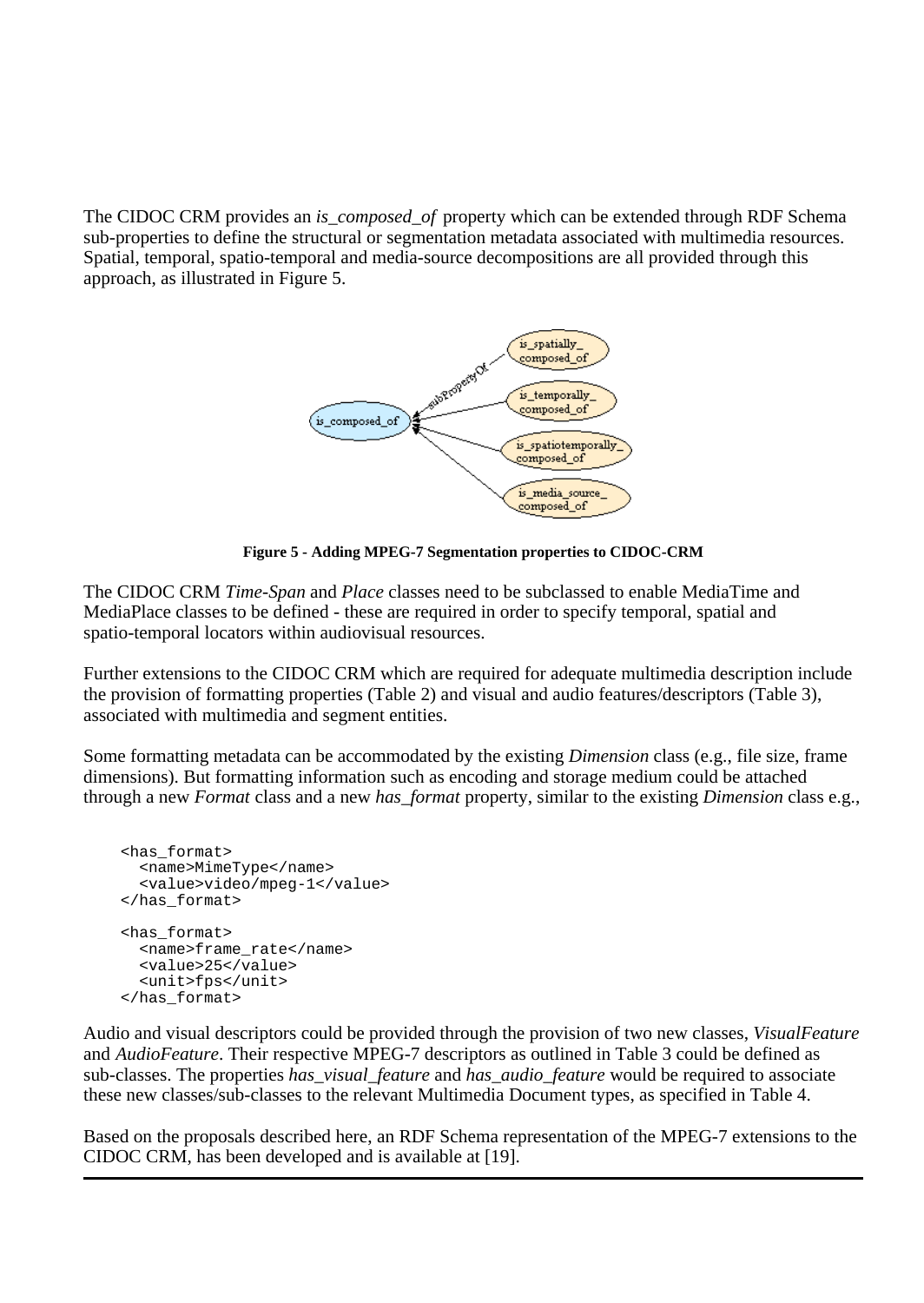The CIDOC CRM provides an *is_composed_of* property which can be extended through RDF Schema sub-properties to define the structural or segmentation metadata associated with multimedia resources. Spatial, temporal, spatio-temporal and media-source decompositions are all provided through this approach, as illustrated in Figure 5.

**Figure 5 - Adding MPEG-7 Segmentation properties to CIDOC-CRM**

The CIDOC CRM *Time-Span* and *Place* classes need to be subclassed to enable MediaTime and MediaPlace classes to be defined - these are required in order to specify temporal, spatial and spatio-temporal locators within audiovisual resources.

Further extensions to the CIDOC CRM which are required for adequate multimedia description include the provision of formatting properties (Table 2) and visual and audio features/descriptors (Table 3), associated with multimedia and segment entities.

Some formatting metadata can be accommodated by the existing *Dimension* class (e.g., file size, frame dimensions). But formatting information such as encoding and storage medium could be attached through a new *Format* class and a new *has_format* property, similar to the existing *Dimension* class e.g.,

```
<has_format>
  <name>MimeType</name>
  <value>video/mpeg-1</value>
</has_format>

<has_format>
  <name>frame_rate</name>
  <value>25</value>
  <unit>fps</unit>
</has_format>
```

Audio and visual descriptors could be provided through the provision of two new classes, *VisualFeature* and *AudioFeature*. Their respective MPEG-7 descriptors as outlined in Table 3 could be defined as sub-classes. The properties *has_visual_feature* and *has_audio_feature* would be required to associate these new classes/sub-classes to the relevant Multimedia Document types, as specified in Table 4.

Based on the proposals described here, an RDF Schema representation of the MPEG-7 extensions to the CIDOC CRM, has been developed and is available at [19].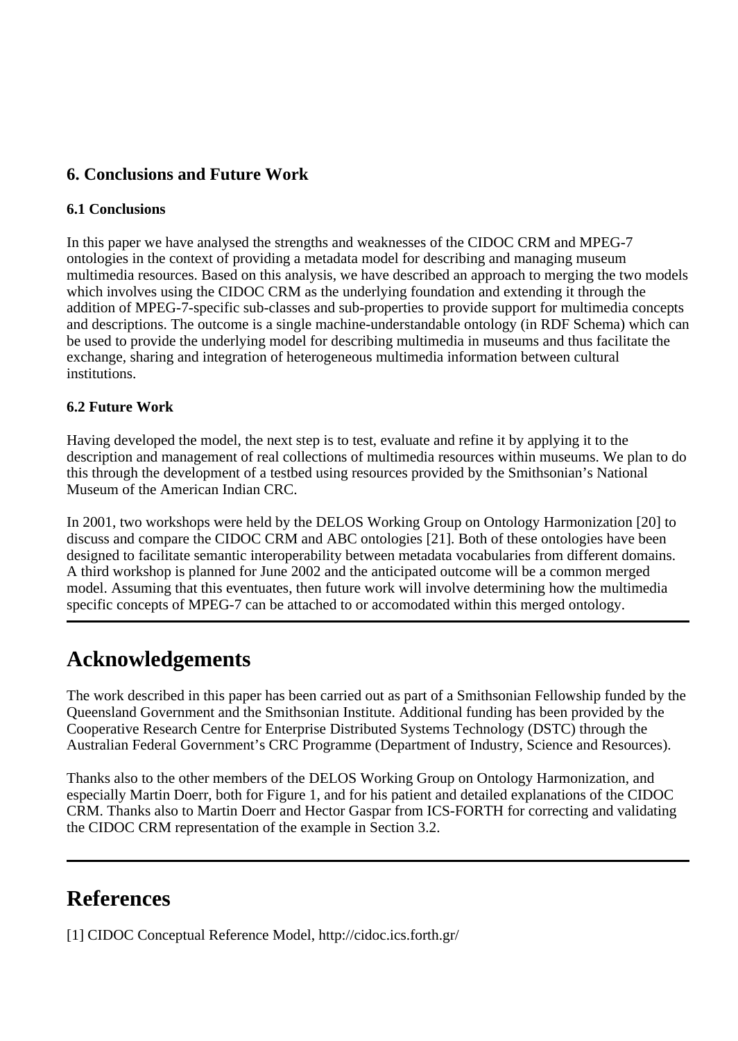## 6. Conclusions and Future Work

### 6.1 Conclusions

In this paper we have analysed the strengths and weaknesses of the CIDOC CRM and MPEG-7 ontologies in the context of providing a metadata model for describing and managing museum multimedia resources. Based on this analysis, we have described an approach to merging the two models which involves using the CIDOC CRM as the underlying foundation and extending it through the addition of MPEG-7-specific sub-classes and sub-properties to provide support for multimedia concepts and descriptions. The outcome is a single machine-understandable ontology (in RDF Schema) which can be used to provide the underlying model for describing multimedia in museums and thus facilitate the exchange, sharing and integration of heterogeneous multimedia information between cultural institutions.

### 6.2 Future Work

Having developed the model, the next step is to test, evaluate and refine it by applying it to the description and management of real collections of multimedia resources within museums. We plan to do this through the development of a testbed using resources provided by the Smithsonian's National Museum of the American Indian CRC.

In 2001, two workshops were held by the DELOS Working Group on Ontology Harmonization [20] to discuss and compare the CIDOC CRM and ABC ontologies [21]. Both of these ontologies have been designed to facilitate semantic interoperability between metadata vocabularies from different domains. A third workshop is planned for June 2002 and the anticipated outcome will be a common merged model. Assuming that this eventuates, then future work will involve determining how the multimedia specific concepts of MPEG-7 can be attached to or accomodated within this merged ontology.

---

# Acknowledgements

The work described in this paper has been carried out as part of a Smithsonian Fellowship funded by the Queensland Government and the Smithsonian Institute. Additional funding has been provided by the Cooperative Research Centre for Enterprise Distributed Systems Technology (DSTC) through the Australian Federal Government's CRC Programme (Department of Industry, Science and Resources).

Thanks also to the other members of the DELOS Working Group on Ontology Harmonization, and especially Martin Doerr, both for Figure 1, and for his patient and detailed explanations of the CIDOC CRM. Thanks also to Martin Doerr and Hector Gaspar from ICS-FORTH for correcting and validating the CIDOC CRM representation of the example in Section 3.2.

---

# References

[1] CIDOC Conceptual Reference Model, http://cidoc.ics.forth.gr/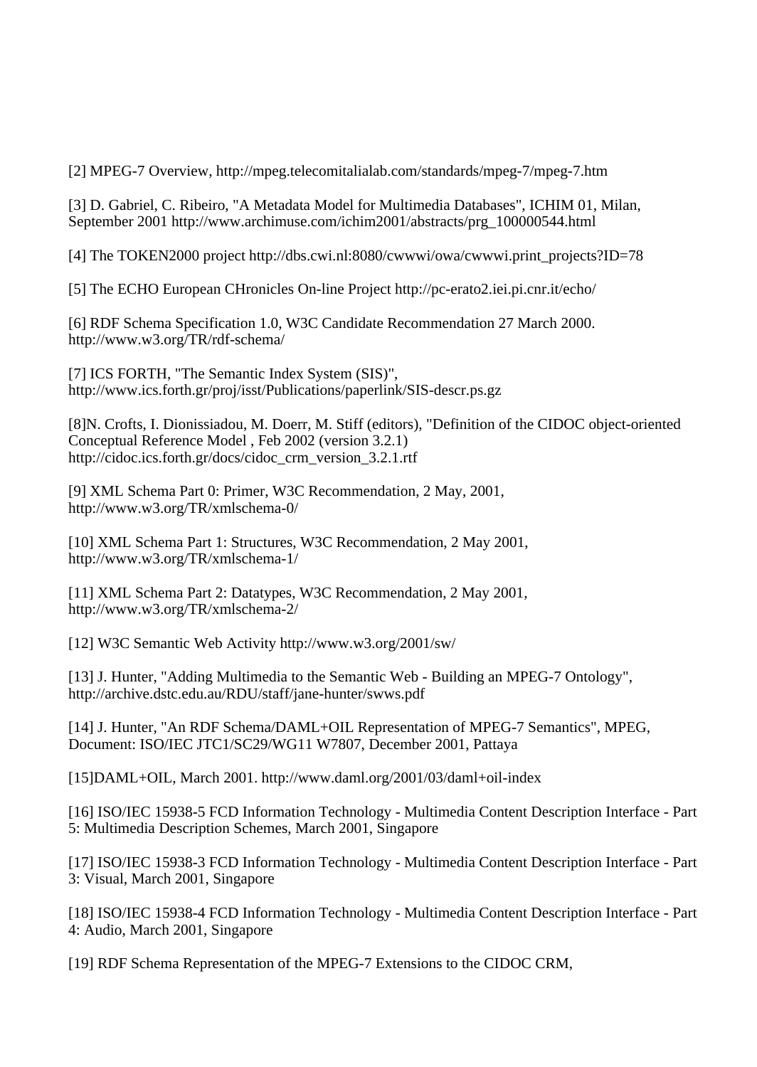[2] MPEG-7 Overview, http://mpeg.telecomitalialab.com/standards/mpeg-7/mpeg-7.htm

[3] D. Gabriel, C. Ribeiro, "A Metadata Model for Multimedia Databases", ICHIM 01, Milan, September 2001 http://www.archimuse.com/ichim2001/abstracts/prg_100000544.html

[4] The TOKEN2000 project http://dbs.cwi.nl:8080/cwwwi/owa/cwwwi.print_projects?ID=78

[5] The ECHO European CHronicles On-line Project http://pc-erato2.iei.pi.cnr.it/echo/

[6] RDF Schema Specification 1.0, W3C Candidate Recommendation 27 March 2000. http://www.w3.org/TR/rdf-schema/

[7] ICS FORTH, "The Semantic Index System (SIS)", http://www.ics.forth.gr/proj/isst/Publications/paperlink/SIS-descr.ps.gz

[8]N. Crofts, I. Dionissiadou, M. Doerr, M. Stiff (editors), "Definition of the CIDOC object-oriented Conceptual Reference Model , Feb 2002 (version 3.2.1) http://cidoc.ics.forth.gr/docs/cidoc_crm_version_3.2.1.rtf

[9] XML Schema Part 0: Primer, W3C Recommendation, 2 May, 2001, http://www.w3.org/TR/xmlschema-0/

[10] XML Schema Part 1: Structures, W3C Recommendation, 2 May 2001, http://www.w3.org/TR/xmlschema-1/

[11] XML Schema Part 2: Datatypes, W3C Recommendation, 2 May 2001, http://www.w3.org/TR/xmlschema-2/

[12] W3C Semantic Web Activity http://www.w3.org/2001/sw/

[13] J. Hunter, "Adding Multimedia to the Semantic Web - Building an MPEG-7 Ontology", http://archive.dstc.edu.au/RDU/staff/jane-hunter/swws.pdf

[14] J. Hunter, "An RDF Schema/DAML+OIL Representation of MPEG-7 Semantics", MPEG, Document: ISO/IEC JTC1/SC29/WG11 W7807, December 2001, Pattaya

[15]DAML+OIL, March 2001. http://www.daml.org/2001/03/daml+oil-index

[16] ISO/IEC 15938-5 FCD Information Technology - Multimedia Content Description Interface - Part 5: Multimedia Description Schemes, March 2001, Singapore

[17] ISO/IEC 15938-3 FCD Information Technology - Multimedia Content Description Interface - Part 3: Visual, March 2001, Singapore

[18] ISO/IEC 15938-4 FCD Information Technology - Multimedia Content Description Interface - Part 4: Audio, March 2001, Singapore

[19] RDF Schema Representation of the MPEG-7 Extensions to the CIDOC CRM,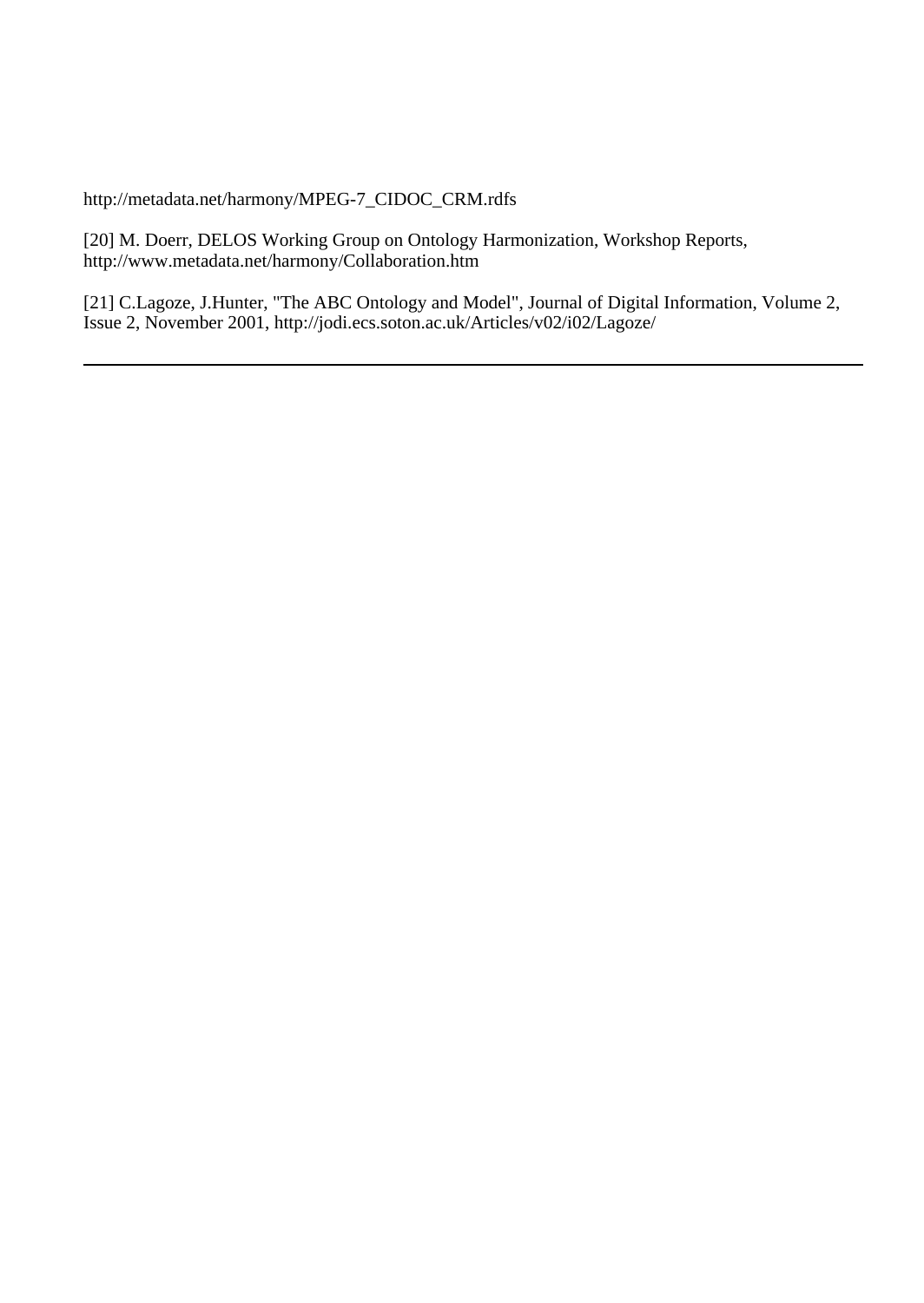http://metadata.net/harmony/MPEG-7_CIDOC_CRM.rdfs

[20] M. Doerr, DELOS Working Group on Ontology Harmonization, Workshop Reports, http://www.metadata.net/harmony/Collaboration.htm

[21] C.Lagoze, J.Hunter, "The ABC Ontology and Model", Journal of Digital Information, Volume 2, Issue 2, November 2001, http://jodi.ecs.soton.ac.uk/Articles/v02/i02/Lagoze/

---